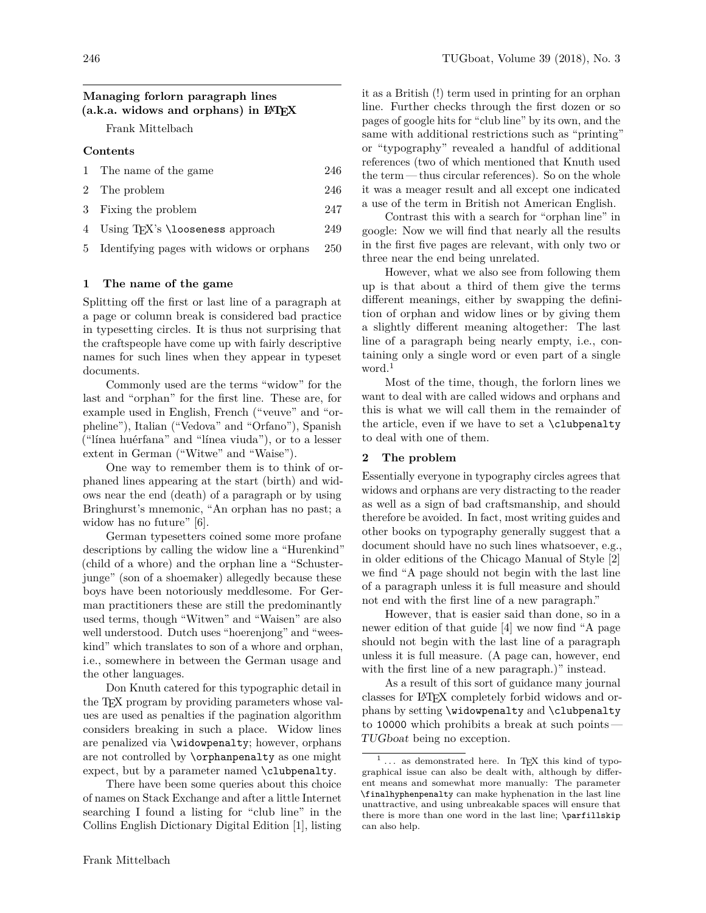# Managing forlorn paragraph lines (a.k.a. widows and orphans) in LaTeX

Frank Mittelbach

## Contents

| | | |
|---|---|---|
| 1 | The name of the game | 246 |
| 2 | The problem | 246 |
| 3 | Fixing the problem | 247 |
| 4 | Using TeX's `\looseness` approach | 249 |
| 5 | Identifying pages with widows or orphans | 250 |

## 1 The name of the game

Splitting off the first or last line of a paragraph at a page or column break is considered bad practice in typesetting circles. It is thus not surprising that the craftspeople have come up with fairly descriptive names for such lines when they appear in typeset documents.

Commonly used are the terms "widow" for the last and "orphan" for the first line. These are, for example used in English, French ("veuve" and "orpheline"), Italian ("Vedova" and "Orfano"), Spanish ("línea huérfana" and "línea viuda"), or to a lesser extent in German ("Witwe" and "Waise").

One way to remember them is to think of orphaned lines appearing at the start (birth) and widows near the end (death) of a paragraph or by using Bringhurst's mnemonic, "An orphan has no past; a widow has no future" [6].

German typesetters coined some more profane descriptions by calling the widow line a "Hurenkind" (child of a whore) and the orphan line a "Schusterjunge" (son of a shoemaker) allegedly because these boys have been notoriously meddlesome. For German practitioners these are still the predominantly used terms, though "Witwen" and "Waisen" are also well understood. Dutch uses "hoerenjong" and "weeskind" which translates to son of a whore and orphan, i.e., somewhere in between the German usage and the other languages.

Don Knuth catered for this typographic detail in the TeX program by providing parameters whose values are used as penalties if the pagination algorithm considers breaking in such a place. Widow lines are penalized via `\widowpenalty`; however, orphans are not controlled by `\orphanpenalty` as one might expect, but by a parameter named `\clubpenalty`.

There have been some queries about this choice of names on Stack Exchange and after a little Internet searching I found a listing for "club line" in the Collins English Dictionary Digital Edition [1], listing it as a British (!) term used in printing for an orphan line. Further checks through the first dozen or so pages of google hits for "club line" by its own, and the same with additional restrictions such as "printing" or "typography" revealed a handful of additional references (two of which mentioned that Knuth used the term — thus circular references). So on the whole it was a meager result and all except one indicated a use of the term in British not American English.

Contrast this with a search for "orphan line" in google: Now we will find that nearly all the results in the first five pages are relevant, with only two or three near the end being unrelated.

However, what we also see from following them up is that about a third of them give the terms different meanings, either by swapping the definition of orphan and widow lines or by giving them a slightly different meaning altogether: The last line of a paragraph being nearly empty, i.e., containing only a single word or even part of a single word.[1]

Most of the time, though, the forlorn lines we want to deal with are called widows and orphans and this is what we will call them in the remainder of the article, even if we have to set a `\clubpenalty` to deal with one of them.

## 2 The problem

Essentially everyone in typography circles agrees that widows and orphans are very distracting to the reader as well as a sign of bad craftsmanship, and should therefore be avoided. In fact, most writing guides and other books on typography generally suggest that a document should have no such lines whatsoever, e.g., in older editions of the Chicago Manual of Style [2] we find "A page should not begin with the last line of a paragraph unless it is full measure and should not end with the first line of a new paragraph."

However, that is easier said than done, so in a newer edition of that guide [4] we now find "A page should not begin with the last line of a paragraph unless it is full measure. (A page can, however, end with the first line of a new paragraph.)" instead.

As a result of this sort of guidance many journal classes for LaTeX completely forbid widows and orphans by setting `\widowpenalty` and `\clubpenalty` to `10000` which prohibits a break at such points — *TUGboat* being no exception.

---

[1] ... as demonstrated here. In TeX this kind of typographical issue can also be dealt with, although by different means and somewhat more manually: The parameter `\finalhyphenpenalty` can make hyphenation in the last line unattractive, and using unbreakable spaces will ensure that there is more than one word in the last line; `\parfillskip` can also help.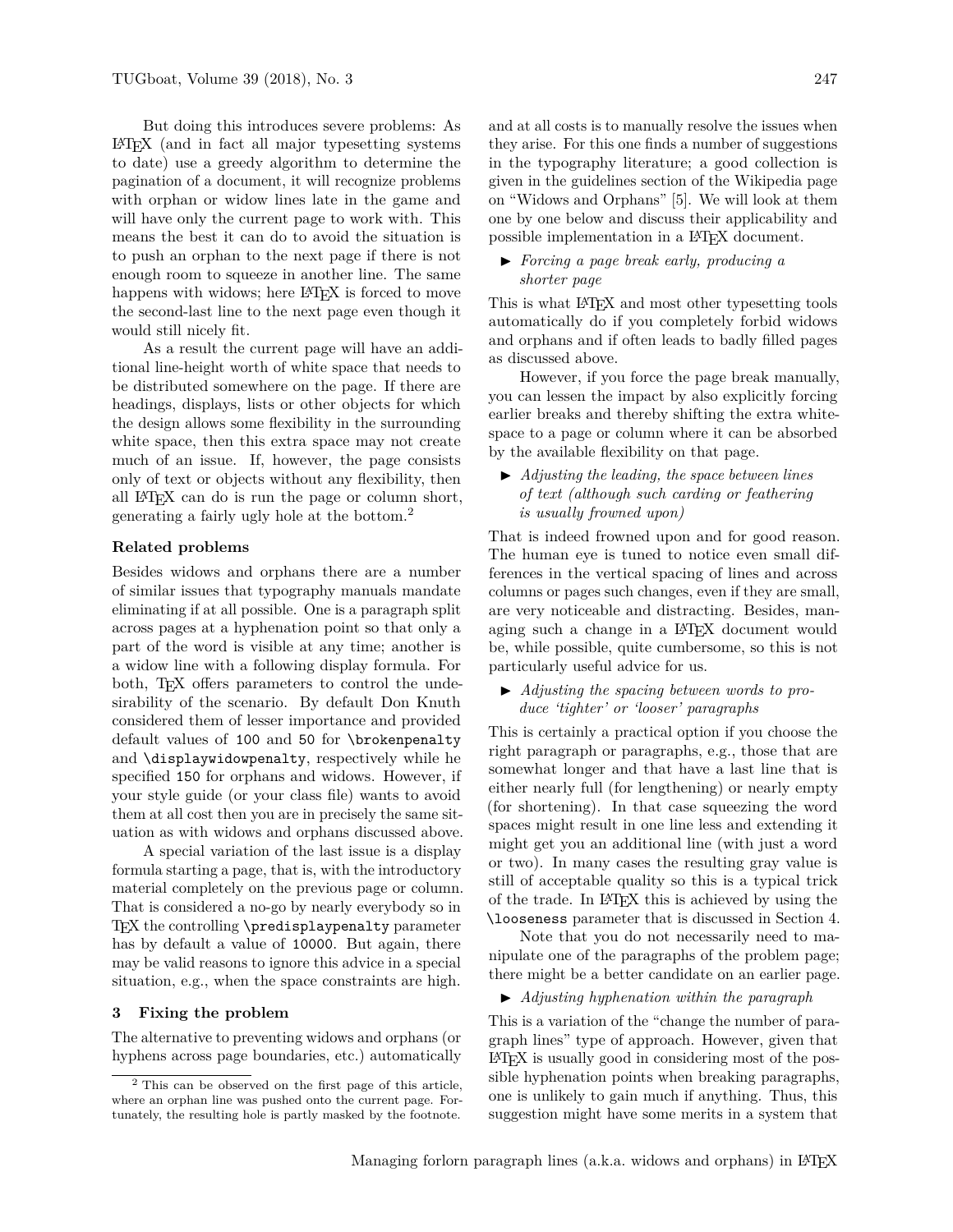But doing this introduces severe problems: As LaTeX (and in fact all major typesetting systems to date) use a greedy algorithm to determine the pagination of a document, it will recognize problems with orphan or widow lines late in the game and will have only the current page to work with. This means the best it can do to avoid the situation is to push an orphan to the next page if there is not enough room to squeeze in another line. The same happens with widows; here LaTeX is forced to move the second-last line to the next page even though it would still nicely fit.

As a result the current page will have an additional line-height worth of white space that needs to be distributed somewhere on the page. If there are headings, displays, lists or other objects for which the design allows some flexibility in the surrounding white space, then this extra space may not create much of an issue. If, however, the page consists only of text or objects without any flexibility, then all LaTeX can do is run the page or column short, generating a fairly ugly hole at the bottom.[2]

**Related problems**

Besides widows and orphans there are a number of similar issues that typography manuals mandate eliminating if at all possible. One is a paragraph split across pages at a hyphenation point so that only a part of the word is visible at any time; another is a widow line with a following display formula. For both, TeX offers parameters to control the undesirability of the scenario. By default Don Knuth considered them of lesser importance and provided default values of `100` and `50` for `\brokenpenalty` and `\displaywidowpenalty`, respectively while he specified `150` for orphans and widows. However, if your style guide (or your class file) wants to avoid them at all cost then you are in precisely the same situation as with widows and orphans discussed above.

A special variation of the last issue is a display formula starting a page, that is, with the introductory material completely on the previous page or column. That is considered a no-go by nearly everybody so in TeX the controlling `\predisplaypenalty` parameter has by default a value of `10000`. But again, there may be valid reasons to ignore this advice in a special situation, e.g., when the space constraints are high.

## 3 Fixing the problem

The alternative to preventing widows and orphans (or hyphens across page boundaries, etc.) automatically and at all costs is to manually resolve the issues when they arise. For this one finds a number of suggestions in the typography literature; a good collection is given in the guidelines section of the Wikipedia page on "Widows and Orphans" [5]. We will look at them one by one below and discuss their applicability and possible implementation in a LaTeX document.

► *Forcing a page break early, producing a shorter page*

This is what LaTeX and most other typesetting tools automatically do if you completely forbid widows and orphans and if often leads to badly filled pages as discussed above.

However, if you force the page break manually, you can lessen the impact by also explicitly forcing earlier breaks and thereby shifting the extra whitespace to a page or column where it can be absorbed by the available flexibility on that page.

► *Adjusting the leading, the space between lines of text (although such carding or feathering is usually frowned upon)*

That is indeed frowned upon and for good reason. The human eye is tuned to notice even small differences in the vertical spacing of lines and across columns or pages such changes, even if they are small, are very noticeable and distracting. Besides, managing such a change in a LaTeX document would be, while possible, quite cumbersome, so this is not particularly useful advice for us.

► *Adjusting the spacing between words to produce 'tighter' or 'looser' paragraphs*

This is certainly a practical option if you choose the right paragraph or paragraphs, e.g., those that are somewhat longer and that have a last line that is either nearly full (for lengthening) or nearly empty (for shortening). In that case squeezing the word spaces might result in one line less and extending it might get you an additional line (with just a word or two). In many cases the resulting gray value is still of acceptable quality so this is a typical trick of the trade. In LaTeX this is achieved by using the `\looseness` parameter that is discussed in Section 4.

Note that you do not necessarily need to manipulate one of the paragraphs of the problem page; there might be a better candidate on an earlier page.

► *Adjusting hyphenation within the paragraph*

This is a variation of the "change the number of paragraph lines" type of approach. However, given that LaTeX is usually good in considering most of the possible hyphenation points when breaking paragraphs, one is unlikely to gain much if anything. Thus, this suggestion might have some merits in a system that

[2] This can be observed on the first page of this article, where an orphan line was pushed onto the current page. Fortunately, the resulting hole is partly masked by the footnote.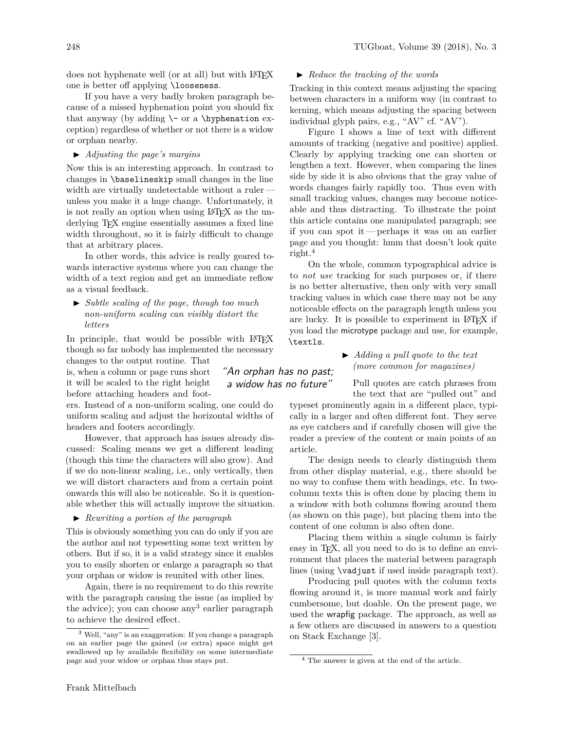does not hyphenate well (or at all) but with LaTeX one is better off applying `\looseness`.

If you have a very badly broken paragraph because of a missed hyphenation point you should fix that anyway (by adding `\-` or a `\hyphenation` exception) regardless of whether or not there is a widow or orphan nearby.

► *Adjusting the page's margins*

Now this is an interesting approach. In contrast to changes in `\baselineskip` small changes in the line width are virtually undetectable without a ruler — unless you make it a huge change. Unfortunately, it is not really an option when using LaTeX as the underlying TeX engine essentially assumes a fixed line width throughout, so it is fairly difficult to change that at arbitrary places.

In other words, this advice is really geared towards interactive systems where you can change the width of a text region and get an immediate reflow as a visual feedback.

► *Subtle scaling of the page, though too much non-uniform scaling can visibly distort the letters*

In principle, that would be possible with LaTeX though so far nobody has implemented the necessary changes to the output routine. That is, when a column or page runs short it will be scaled to the right height before attaching headers and footers. Instead of a non-uniform scaling, one could do uniform scaling and adjust the horizontal widths of headers and footers accordingly.

> “An orphan has no past; a widow has no future”

However, that approach has issues already discussed: Scaling means we get a different leading (though this time the characters will also grow). And if we do non-linear scaling, i.e., only vertically, then we will distort characters and from a certain point onwards this will also be noticeable. So it is questionable whether this will actually improve the situation.

► *Rewriting a portion of the paragraph*

This is obviously something you can do only if you are the author and not typesetting some text written by others. But if so, it is a valid strategy since it enables you to easily shorten or enlarge a paragraph so that your orphan or widow is reunited with other lines.

Again, there is no requirement to do this rewrite with the paragraph causing the issue (as implied by the advice); you can choose any[3] earlier paragraph to achieve the desired effect.

[3] Well, “any” is an exaggeration: If you change a paragraph on an earlier page the gained (or extra) space might get swallowed up by available flexibility on some intermediate page and your widow or orphan thus stays put.

► *Reduce the tracking of the words*

Tracking in this context means adjusting the spacing between characters in a uniform way (in contrast to kerning, which means adjusting the spacing between individual glyph pairs, e.g., “AV” cf. “AV”).

Figure 1 shows a line of text with different amounts of tracking (negative and positive) applied. Clearly by applying tracking one can shorten or lengthen a text. However, when comparing the lines side by side it is also obvious that the gray value of words changes fairly rapidly too. Thus even with small tracking values, changes may become noticeable and thus distracting. To illustrate the point this article contains one manipulated paragraph; see if you can spot it — perhaps it was on an earlier page and you thought: hmm that doesn't look quite right.[4]

On the whole, common typographical advice is to *not use* tracking for such purposes or, if there is no better alternative, then only with very small tracking values in which case there may not be any noticeable effects on the paragraph length unless you are lucky. It is possible to experiment in LaTeX if you load the microtype package and use, for example, `\textls`.

► *Adding a pull quote to the text (more common for magazines)*

Pull quotes are catch phrases from the text that are “pulled out” and typeset prominently again in a different place, typically in a larger and often different font. They serve as eye catchers and if carefully chosen will give the reader a preview of the content or main points of an article.

The design needs to clearly distinguish them from other display material, e.g., there should be no way to confuse them with headings, etc. In two-column texts this is often done by placing them in a window with both columns flowing around them (as shown on this page), but placing them into the content of one column is also often done.

Placing them within a single column is fairly easy in TeX, all you need to do is to define an environment that places the material between paragraph lines (using `\vadjust` if used inside paragraph text).

Producing pull quotes with the column texts flowing around it, is more manual work and fairly cumbersome, but doable. On the present page, we used the wrapfig package. The approach, as well as a few others are discussed in answers to a question on Stack Exchange [3].

[4] The answer is given at the end of the article.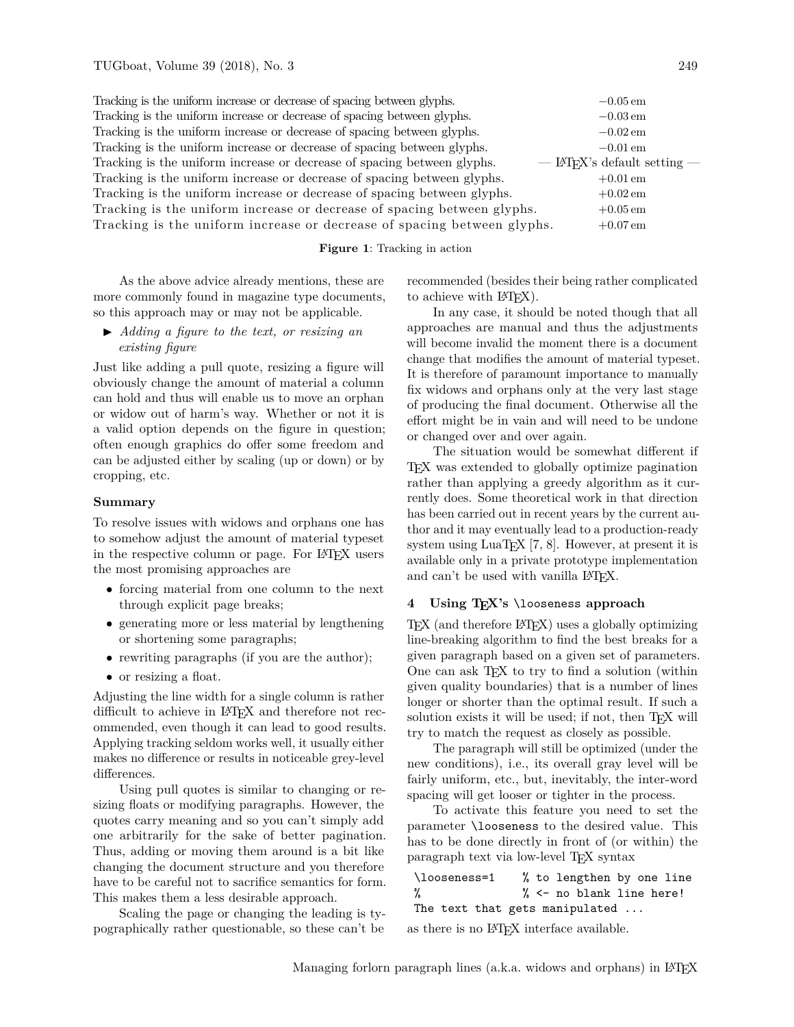| | |
|---|---|
| Tracking is the uniform increase or decrease of spacing between glyphs. | −0.05 em |
| Tracking is the uniform increase or decrease of spacing between glyphs. | −0.03 em |
| Tracking is the uniform increase or decrease of spacing between glyphs. | −0.02 em |
| Tracking is the uniform increase or decrease of spacing between glyphs. | −0.01 em |
| Tracking is the uniform increase or decrease of spacing between glyphs. | — LaTeX's default setting — |
| Tracking is the uniform increase or decrease of spacing between glyphs. | +0.01 em |
| Tracking is the uniform increase or decrease of spacing between glyphs. | +0.02 em |
| Tracking is the uniform increase or decrease of spacing between glyphs. | +0.05 em |
| Tracking is the uniform increase or decrease of spacing between glyphs. | +0.07 em |

**Figure 1**: Tracking in action

As the above advice already mentions, these are more commonly found in magazine type documents, so this approach may or may not be applicable.

► *Adding a figure to the text, or resizing an existing figure*

Just like adding a pull quote, resizing a figure will obviously change the amount of material a column can hold and thus will enable us to move an orphan or widow out of harm's way. Whether or not it is a valid option depends on the figure in question; often enough graphics do offer some freedom and can be adjusted either by scaling (up or down) or by cropping, etc.

### Summary

To resolve issues with widows and orphans one has to somehow adjust the amount of material typeset in the respective column or page. For LaTeX users the most promising approaches are

- forcing material from one column to the next through explicit page breaks;
- generating more or less material by lengthening or shortening some paragraphs;
- rewriting paragraphs (if you are the author);
- or resizing a float.

Adjusting the line width for a single column is rather difficult to achieve in LaTeX and therefore not recommended, even though it can lead to good results. Applying tracking seldom works well, it usually either makes no difference or results in noticeable grey-level differences.

Using pull quotes is similar to changing or resizing floats or modifying paragraphs. However, the quotes carry meaning and so you can't simply add one arbitrarily for the sake of better pagination. Thus, adding or moving them around is a bit like changing the document structure and you therefore have to be careful not to sacrifice semantics for form. This makes them a less desirable approach.

Scaling the page or changing the leading is typographically rather questionable, so these can't be recommended (besides their being rather complicated to achieve with LaTeX).

In any case, it should be noted though that all approaches are manual and thus the adjustments will become invalid the moment there is a document change that modifies the amount of material typeset. It is therefore of paramount importance to manually fix widows and orphans only at the very last stage of producing the final document. Otherwise all the effort might be in vain and will need to be undone or changed over and over again.

The situation would be somewhat different if TeX was extended to globally optimize pagination rather than applying a greedy algorithm as it currently does. Some theoretical work in that direction has been carried out in recent years by the current author and it may eventually lead to a production-ready system using LuaTeX [7, 8]. However, at present it is available only in a private prototype implementation and can't be used with vanilla LaTeX.

## 4 Using TeX's `\looseness` approach

TeX (and therefore LaTeX) uses a globally optimizing line-breaking algorithm to find the best breaks for a given paragraph based on a given set of parameters. One can ask TeX to try to find a solution (within given quality boundaries) that is a number of lines longer or shorter than the optimal result. If such a solution exists it will be used; if not, then TeX will try to match the request as closely as possible.

The paragraph will still be optimized (under the new conditions), i.e., its overall gray level will be fairly uniform, etc., but, inevitably, the inter-word spacing will get looser or tighter in the process.

To activate this feature you need to set the parameter `\looseness` to the desired value. This has to be done directly in front of (or within) the paragraph text via low-level TeX syntax

```
\looseness=1    % to lengthen by one line
%               % <- no blank line here!
The text that gets manipulated ...
```

as there is no LaTeX interface available.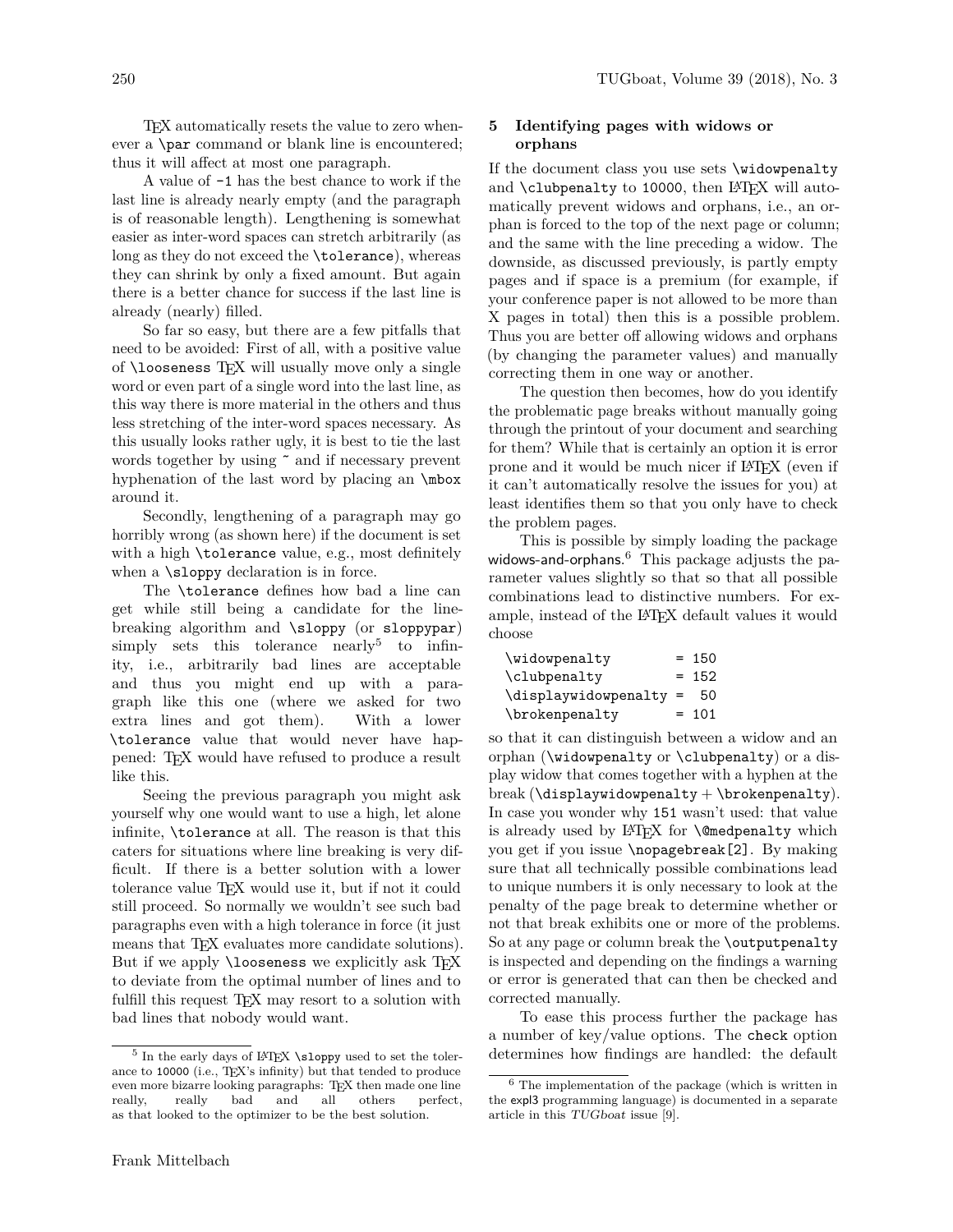TEX automatically resets the value to zero whenever a `\par` command or blank line is encountered; thus it will affect at most one paragraph.

A value of `-1` has the best chance to work if the last line is already nearly empty (and the paragraph is of reasonable length). Lengthening is somewhat easier as inter-word spaces can stretch arbitrarily (as long as they do not exceed the `\tolerance`), whereas they can shrink by only a fixed amount. But again there is a better chance for success if the last line is already (nearly) filled.

So far so easy, but there are a few pitfalls that need to be avoided: First of all, with a positive value of `\looseness` TEX will usually move only a single word or even part of a single word into the last line, as this way there is more material in the others and thus less stretching of the inter-word spaces necessary. As this usually looks rather ugly, it is best to tie the last words together by using `~` and if necessary prevent hyphenation of the last word by placing an `\mbox` around it.

Secondly, lengthening of a paragraph may go horribly wrong (as shown here) if the document is set with a high `\tolerance` value, e.g., most definitely when a `\sloppy` declaration is in force.

The `\tolerance` defines how bad a line can get while still being a candidate for the line-breaking algorithm and `\sloppy` (or `sloppypar`) simply sets this tolerance nearly[5] to infinity, i.e., arbitrarily bad lines are acceptable and thus you might end up with a paragraph like this one (where we asked for two extra lines and got them). With a lower `\tolerance` value that would never have happened: TEX would have refused to produce a result like this.

Seeing the previous paragraph you might ask yourself why one would want to use a high, let alone infinite, `\tolerance` at all. The reason is that this caters for situations where line breaking is very difficult. If there is a better solution with a lower tolerance value TEX would use it, but if not it could still proceed. So normally we wouldn't see such bad paragraphs even with a high tolerance in force (it just means that TEX evaluates more candidate solutions). But if we apply `\looseness` we explicitly ask TEX to deviate from the optimal number of lines and to fulfill this request TEX may resort to a solution with bad lines that nobody would want.

[5] In the early days of LATEX `\sloppy` used to set the tolerance to `10000` (i.e., TEX's infinity) but that tended to produce even more bizarre looking paragraphs: TEX then made one line really, really bad and all others perfect, as that looked to the optimizer to be the best solution.

## 5 Identifying pages with widows or orphans

If the document class you use sets `\widowpenalty` and `\clubpenalty` to `10000`, then LATEX will automatically prevent widows and orphans, i.e., an orphan is forced to the top of the next page or column; and the same with the line preceding a widow. The downside, as discussed previously, is partly empty pages and if space is a premium (for example, if your conference paper is not allowed to be more than X pages in total) then this is a possible problem. Thus you are better off allowing widows and orphans (by changing the parameter values) and manually correcting them in one way or another.

The question then becomes, how do you identify the problematic page breaks without manually going through the printout of your document and searching for them? While that is certainly an option it is error prone and it would be much nicer if LATEX (even if it can't automatically resolve the issues for you) at least identifies them so that you only have to check the problem pages.

This is possible by simply loading the package widows-and-orphans.[6] This package adjusts the parameter values slightly so that so that all possible combinations lead to distinctive numbers. For example, instead of the LATEX default values it would choose

```
\widowpenalty        = 150
\clubpenalty         = 152
\displaywidowpenalty =  50
\brokenpenalty       = 101
```

so that it can distinguish between a widow and an orphan (`\widowpenalty` or `\clubpenalty`) or a display widow that comes together with a hyphen at the break (`\displaywidowpenalty` + `\brokenpenalty`). In case you wonder why `151` wasn't used: that value is already used by LATEX for `\@medpenalty` which you get if you issue `\nopagebreak[2]`. By making sure that all technically possible combinations lead to unique numbers it is only necessary to look at the penalty of the page break to determine whether or not that break exhibits one or more of the problems. So at any page or column break the `\outputpenalty` is inspected and depending on the findings a warning or error is generated that can then be checked and corrected manually.

To ease this process further the package has a number of key/value options. The `check` option determines how findings are handled: the default

[6] The implementation of the package (which is written in the expl3 programming language) is documented in a separate article in this *TUGboat* issue [9].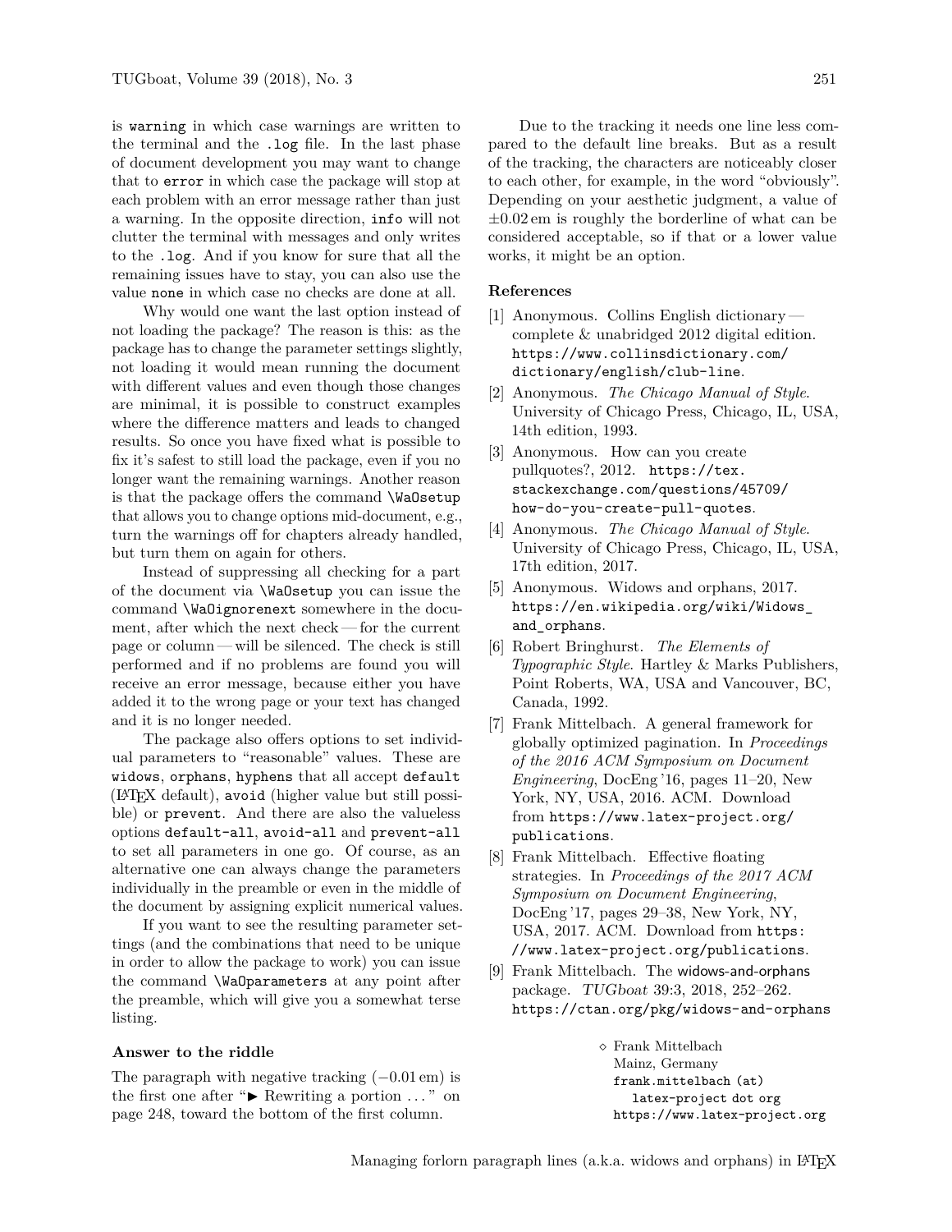is `warning` in which case warnings are written to the terminal and the `.log` file. In the last phase of document development you may want to change that to `error` in which case the package will stop at each problem with an error message rather than just a warning. In the opposite direction, `info` will not clutter the terminal with messages and only writes to the `.log`. And if you know for sure that all the remaining issues have to stay, you can also use the value `none` in which case no checks are done at all.

Why would one want the last option instead of not loading the package? The reason is this: as the package has to change the parameter settings slightly, not loading it would mean running the document with different values and even though those changes are minimal, it is possible to construct examples where the difference matters and leads to changed results. So once you have fixed what is possible to fix it's safest to still load the package, even if you no longer want the remaining warnings. Another reason is that the package offers the command `\WaOsetup` that allows you to change options mid-document, e.g., turn the warnings off for chapters already handled, but turn them on again for others.

Instead of suppressing all checking for a part of the document via `\WaOsetup` you can issue the command `\WaOignorenext` somewhere in the document, after which the next check — for the current page or column — will be silenced. The check is still performed and if no problems are found you will receive an error message, because either you have added it to the wrong page or your text has changed and it is no longer needed.

The package also offers options to set individual parameters to "reasonable" values. These are `widows`, `orphans`, `hyphens` that all accept `default` (LaTeX default), `avoid` (higher value but still possible) or `prevent`. And there are also the valueless options `default-all`, `avoid-all` and `prevent-all` to set all parameters in one go. Of course, as an alternative one can always change the parameters individually in the preamble or even in the middle of the document by assigning explicit numerical values.

If you want to see the resulting parameter settings (and the combinations that need to be unique in order to allow the package to work) you can issue the command `\WaOparameters` at any point after the preamble, which will give you a somewhat terse listing.

### Answer to the riddle

The paragraph with negative tracking (−0.01 em) is the first one after "▶ Rewriting a portion ..." on page 248, toward the bottom of the first column.

Due to the tracking it needs one line less compared to the default line breaks. But as a result of the tracking, the characters are noticeably closer to each other, for example, in the word "obviously". Depending on your aesthetic judgment, a value of ±0.02 em is roughly the borderline of what can be considered acceptable, so if that or a lower value works, it might be an option.

### References

[1] Anonymous. Collins English dictionary — complete & unabridged 2012 digital edition. https://www.collinsdictionary.com/dictionary/english/club-line.

[2] Anonymous. *The Chicago Manual of Style*. University of Chicago Press, Chicago, IL, USA, 14th edition, 1993.

[3] Anonymous. How can you create pullquotes?, 2012. https://tex.stackexchange.com/questions/45709/how-do-you-create-pull-quotes.

[4] Anonymous. *The Chicago Manual of Style*. University of Chicago Press, Chicago, IL, USA, 17th edition, 2017.

[5] Anonymous. Widows and orphans, 2017. https://en.wikipedia.org/wiki/Widows_and_orphans.

[6] Robert Bringhurst. *The Elements of Typographic Style*. Hartley & Marks Publishers, Point Roberts, WA, USA and Vancouver, BC, Canada, 1992.

[7] Frank Mittelbach. A general framework for globally optimized pagination. In *Proceedings of the 2016 ACM Symposium on Document Engineering*, DocEng '16, pages 11–20, New York, NY, USA, 2016. ACM. Download from https://www.latex-project.org/publications.

[8] Frank Mittelbach. Effective floating strategies. In *Proceedings of the 2017 ACM Symposium on Document Engineering*, DocEng '17, pages 29–38, New York, NY, USA, 2017. ACM. Download from https://www.latex-project.org/publications.

[9] Frank Mittelbach. The widows-and-orphans package. *TUGboat* 39:3, 2018, 252–262. https://ctan.org/pkg/widows-and-orphans

◇ Frank Mittelbach
Mainz, Germany
frank.mittelbach (at) latex-project dot org
https://www.latex-project.org